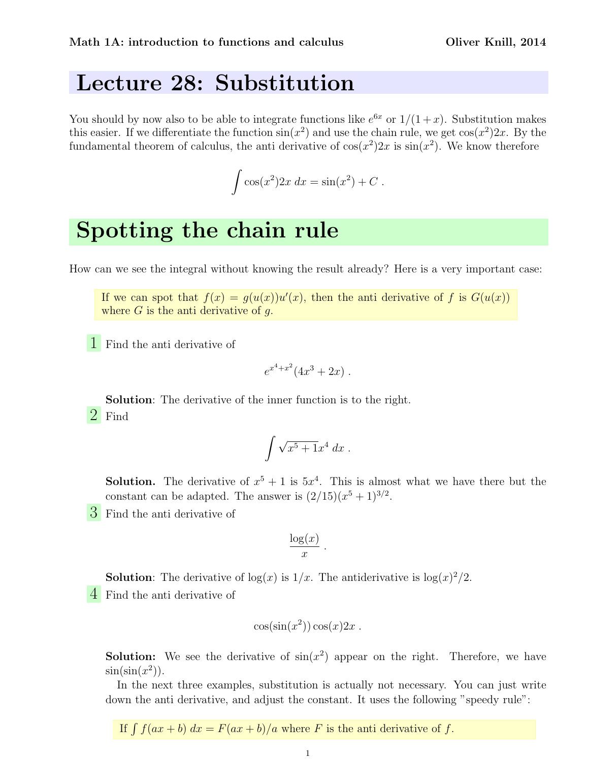Math 1A: introduction to functions and calculus — Oliver Knill, 2014

# Lecture 28: Substitution

You should by now also to be able to integrate functions like $e^{6x}$ or $1/(1+x)$. Substitution makes this easier. If we differentiate the function $\sin(x^2)$ and use the chain rule, we get $\cos(x^2)2x$. By the fundamental theorem of calculus, the anti derivative of $\cos(x^2)2x$ is $\sin(x^2)$. We know therefore

$$\int \cos(x^2)2x \, dx = \sin(x^2) + C \, .$$

# Spotting the chain rule

How can we see the integral without knowing the result already? Here is a very important case:

> If we can spot that $f(x) = g(u(x))u'(x)$, then the anti derivative of $f$ is $G(u(x))$ where $G$ is the anti derivative of $g$.

**1** Find the anti derivative of

$$e^{x^4+x^2}(4x^3+2x) \, .$$

**Solution**: The derivative of the inner function is to the right.

**2** Find

$$\int \sqrt{x^5+1}x^4 \, dx \, .$$

**Solution.** The derivative of $x^5+1$ is $5x^4$. This is almost what we have there but the constant can be adapted. The answer is $(2/15)(x^5+1)^{3/2}$.

**3** Find the anti derivative of

$$\frac{\log(x)}{x} \, .$$

**Solution**: The derivative of $\log(x)$ is $1/x$. The antiderivative is $\log(x)^2/2$.

**4** Find the anti derivative of

$$\cos(\sin(x^2))\cos(x)2x \, .$$

**Solution:** We see the derivative of $\sin(x^2)$ appear on the right. Therefore, we have $\sin(\sin(x^2))$.

In the next three examples, substitution is actually not necessary. You can just write down the anti derivative, and adjust the constant. It uses the following "speedy rule":

> If $\int f(ax+b) \, dx = F(ax+b)/a$ where $F$ is the anti derivative of $f$.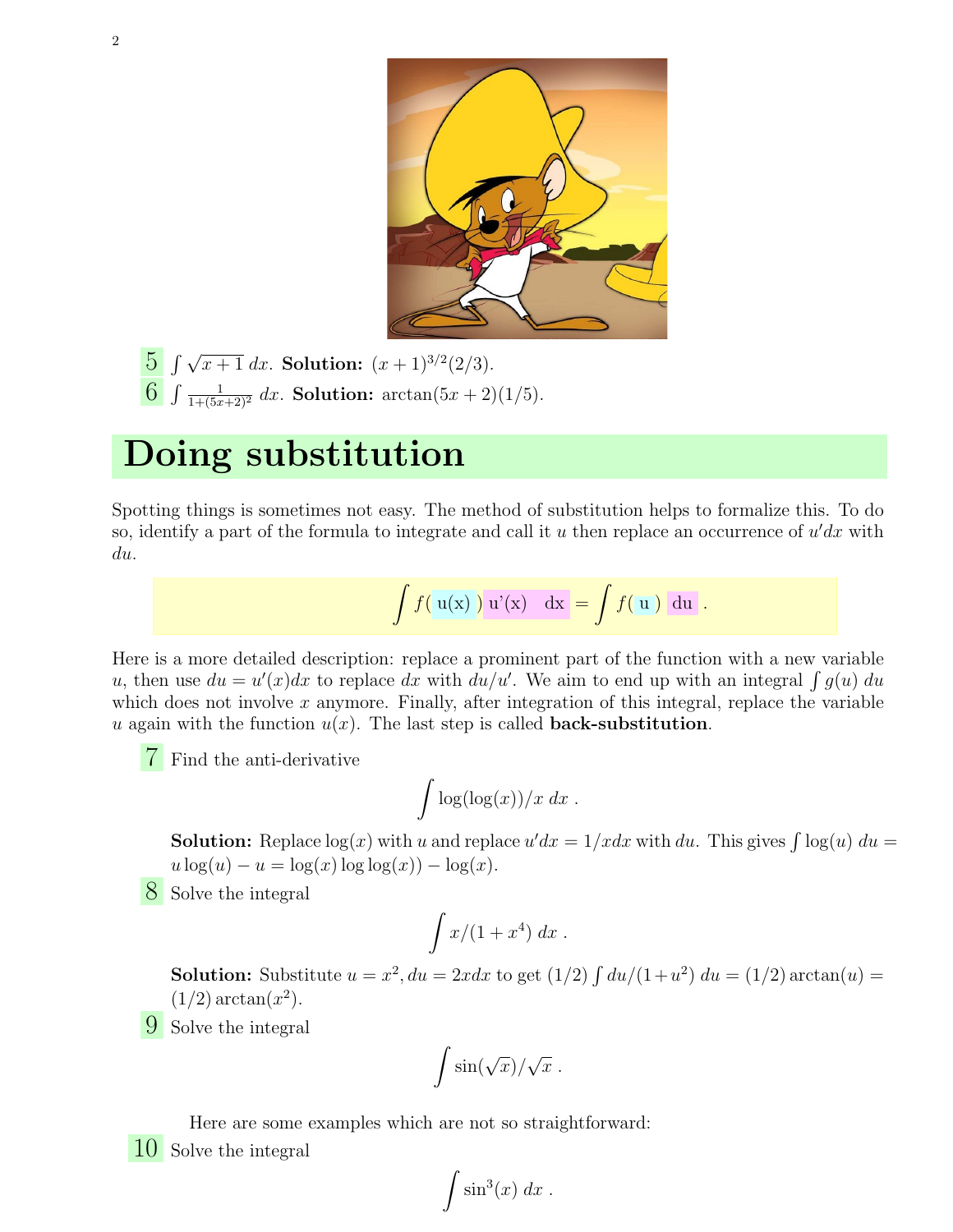5 $\int \sqrt{x+1}\, dx$. **Solution:** $(x+1)^{3/2}(2/3)$.

6 $\int \frac{1}{1+(5x+2)^2}\, dx$. **Solution:** $\arctan(5x+2)(1/5)$.

# Doing substitution

Spotting things is sometimes not easy. The method of substitution helps to formalize this. To do so, identify a part of the formula to integrate and call it $u$ then replace an occurrence of $u'dx$ with $du$.

$$\int f(u(x))\, u'(x)\, dx = \int f(u)\, du .$$

Here is a more detailed description: replace a prominent part of the function with a new variable $u$, then use $du = u'(x)dx$ to replace $dx$ with $du/u'$. We aim to end up with an integral $\int g(u)\, du$ which does not involve $x$ anymore. Finally, after integration of this integral, replace the variable $u$ again with the function $u(x)$. The last step is called **back-substitution**.

7 Find the anti-derivative

$$\int \log(\log(x))/x\, dx .$$

**Solution:** Replace $\log(x)$ with $u$ and replace $u'dx = 1/xdx$ with $du$. This gives $\int \log(u)\, du = u\log(u) - u = \log(x)\log\log(x)) - \log(x)$.

8 Solve the integral

$$\int x/(1+x^4)\, dx .$$

**Solution:** Substitute $u = x^2, du = 2xdx$ to get $(1/2)\int du/(1+u^2)\, du = (1/2)\arctan(u) = (1/2)\arctan(x^2)$.

9 Solve the integral

$$\int \sin(\sqrt{x})/\sqrt{x} .$$

Here are some examples which are not so straightforward:

10 Solve the integral

$$\int \sin^3(x)\, dx .$$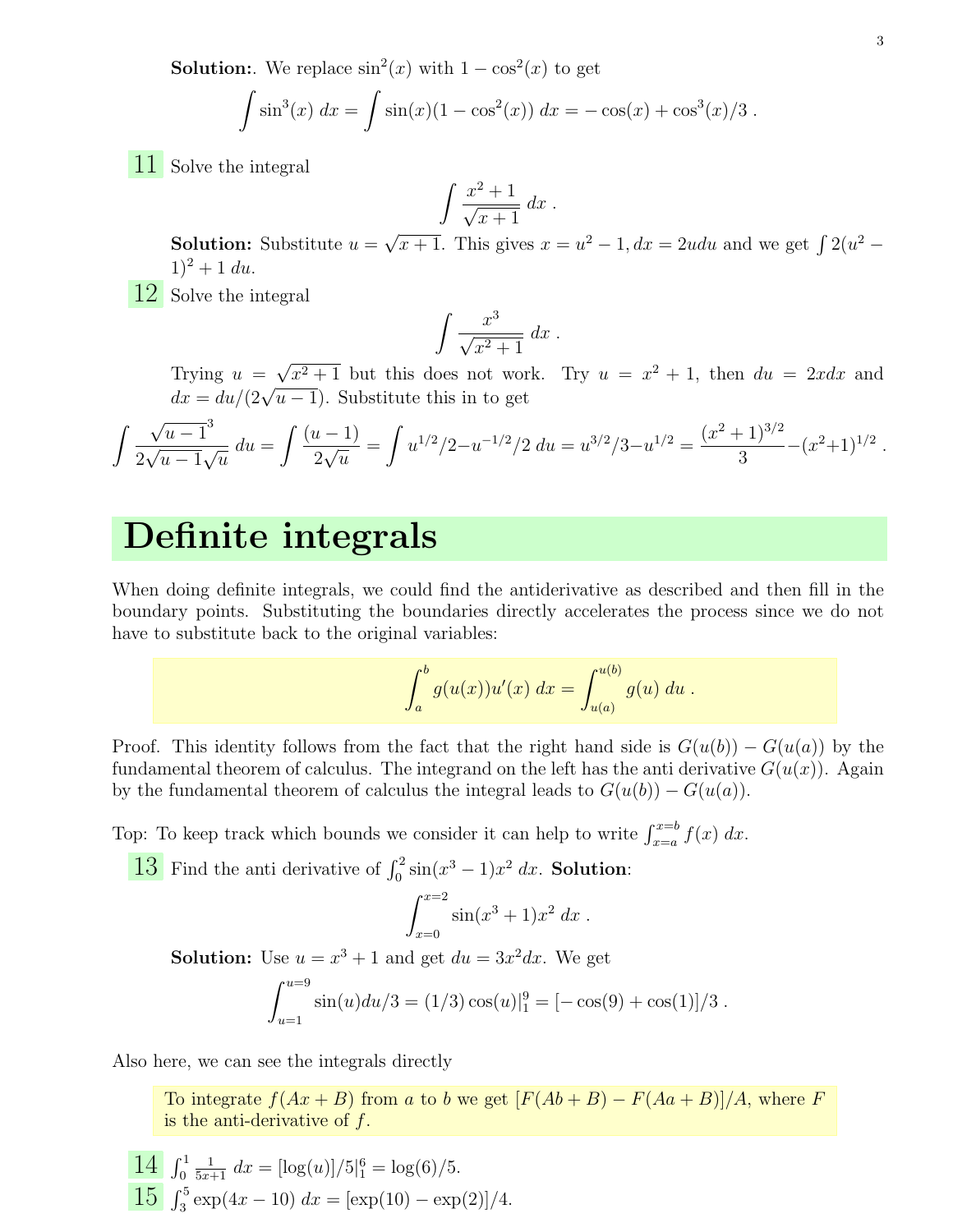**Solution:**. We replace $\sin^2(x)$ with $1-\cos^2(x)$ to get

$$\int \sin^3(x)\, dx = \int \sin(x)(1-\cos^2(x))\, dx = -\cos(x) + \cos^3(x)/3 \, .$$

**11** Solve the integral

$$\int \frac{x^2+1}{\sqrt{x+1}}\, dx \, .$$

**Solution:** Substitute $u = \sqrt{x+1}$. This gives $x = u^2 - 1, dx = 2udu$ and we get $\int 2(u^2 - 1)^2 + 1\, du$.

**12** Solve the integral

$$\int \frac{x^3}{\sqrt{x^2+1}}\, dx \, .$$

Trying $u = \sqrt{x^2+1}$ but this does not work. Try $u = x^2+1$, then $du = 2xdx$ and $dx = du/(2\sqrt{u-1})$. Substitute this in to get

$$\int \frac{\sqrt{u-1}^3}{2\sqrt{u-1}\sqrt{u}}\, du = \int \frac{(u-1)}{2\sqrt{u}} = \int u^{1/2}/2 - u^{-1/2}/2\, du = u^{3/2}/3 - u^{1/2} = \frac{(x^2+1)^{3/2}}{3} - (x^2+1)^{1/2} \, .$$

# Definite integrals

When doing definite integrals, we could find the antiderivative as described and then fill in the boundary points. Substituting the boundaries directly accelerates the process since we do not have to substitute back to the original variables:

$$\int_a^b g(u(x))u'(x)\, dx = \int_{u(a)}^{u(b)} g(u)\, du \, .$$

Proof. This identity follows from the fact that the right hand side is $G(u(b)) - G(u(a))$ by the fundamental theorem of calculus. The integrand on the left has the anti derivative $G(u(x))$. Again by the fundamental theorem of calculus the integral leads to $G(u(b)) - G(u(a))$.

Top: To keep track which bounds we consider it can help to write $\int_{x=a}^{x=b} f(x)\, dx$.

**13** Find the anti derivative of $\int_0^2 \sin(x^3-1)x^2\, dx$. **Solution**:

$$\int_{x=0}^{x=2} \sin(x^3+1)x^2\, dx \, .$$

**Solution:** Use $u = x^3+1$ and get $du = 3x^2dx$. We get

$$\int_{u=1}^{u=9} \sin(u)du/3 = (1/3)\cos(u)|_1^9 = [-\cos(9) + \cos(1)]/3 \, .$$

Also here, we can see the integrals directly

To integrate $f(Ax+B)$ from $a$ to $b$ we get $[F(Ab+B) - F(Aa+B)]/A$, where $F$ is the anti-derivative of $f$.

**14** $\int_0^1 \frac{1}{5x+1}\, dx = [\log(u)]/5|_1^6 = \log(6)/5$.

**15** $\int_3^5 \exp(4x-10)\, dx = [\exp(10) - \exp(2)]/4$.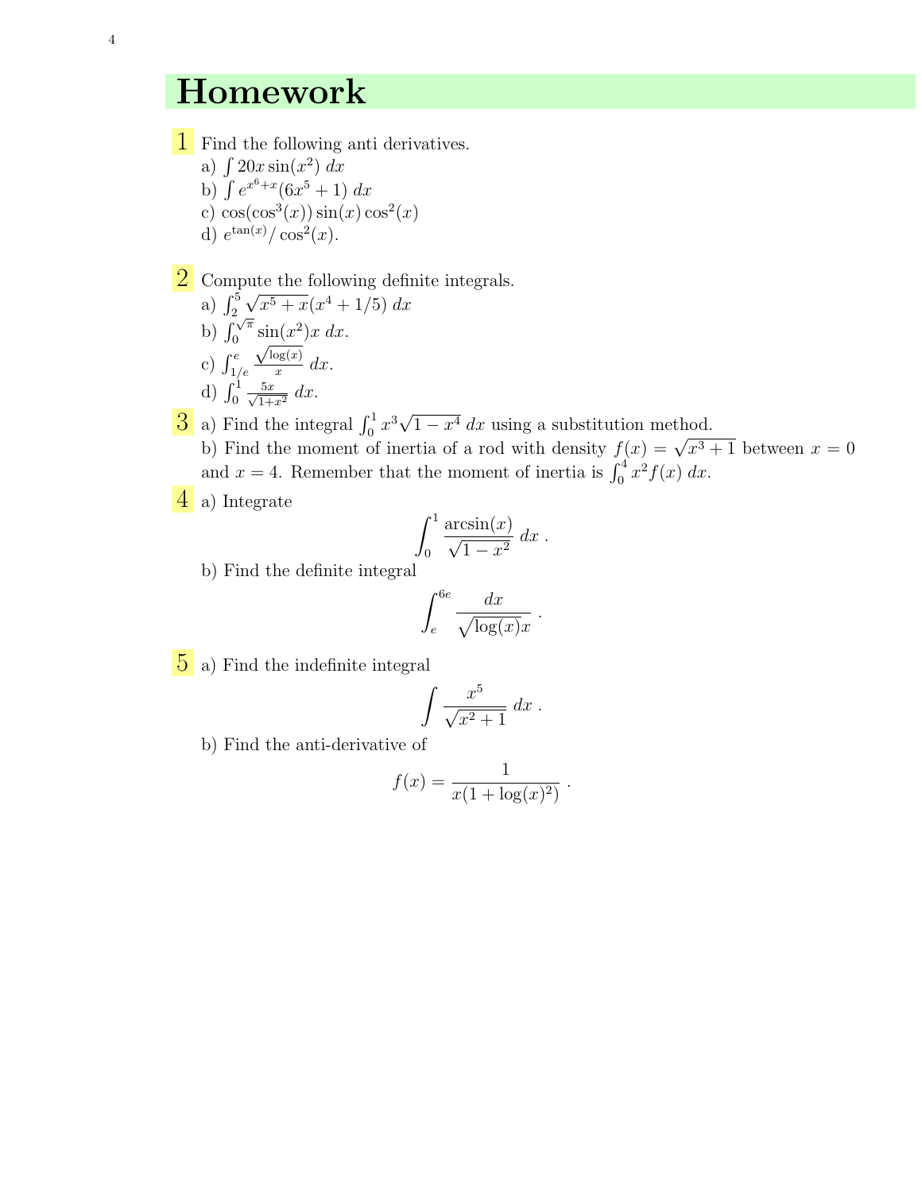# Homework

**1** Find the following anti derivatives.
a) $\int 20x \sin(x^2)\, dx$
b) $\int e^{x^6+x}(6x^5+1)\, dx$
c) $\cos(\cos^3(x))\sin(x)\cos^2(x)$
d) $e^{\tan(x)}/\cos^2(x)$.

**2** Compute the following definite integrals.
a) $\int_2^5 \sqrt{x^5+x}(x^4+1/5)\, dx$
b) $\int_0^{\sqrt{\pi}} \sin(x^2)x\, dx$.
c) $\int_{1/e}^{e} \frac{\sqrt{\log(x)}}{x}\, dx$.
d) $\int_0^1 \frac{5x}{\sqrt{1+x^2}}\, dx$.

**3** a) Find the integral $\int_0^1 x^3\sqrt{1-x^4}\, dx$ using a substitution method.
b) Find the moment of inertia of a rod with density $f(x) = \sqrt{x^3+1}$ between $x = 0$ and $x = 4$. Remember that the moment of inertia is $\int_0^4 x^2 f(x)\, dx$.

**4** a) Integrate

$$\int_0^1 \frac{\arcsin(x)}{\sqrt{1-x^2}}\, dx .$$

b) Find the definite integral

$$\int_e^{6e} \frac{dx}{\sqrt{\log(x)}x} .$$

**5** a) Find the indefinite integral

$$\int \frac{x^5}{\sqrt{x^2+1}}\, dx .$$

b) Find the anti-derivative of

$$f(x) = \frac{1}{x(1+\log(x)^2)} .$$